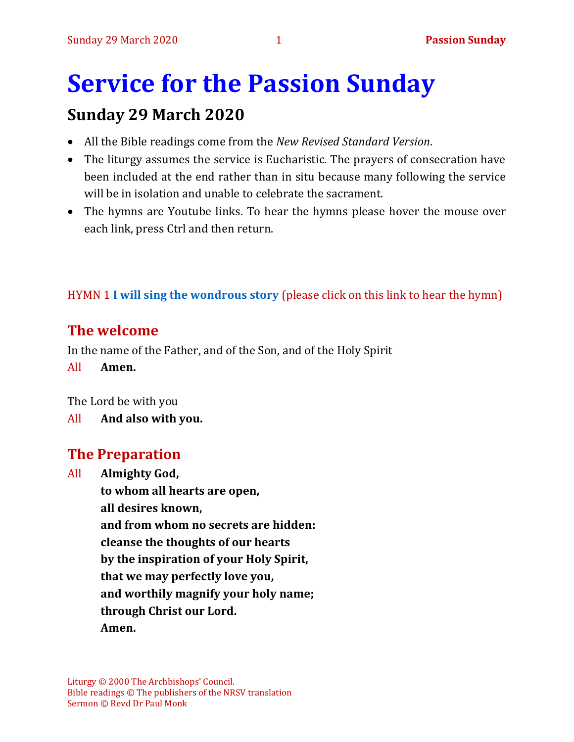# Service for the Passion Sunday

## Sunday 29 March 2020

- All the Bible readings come from the *New Revised Standard Version*.
- The liturgy assumes the service is Eucharistic. The prayers of consecration have been included at the end rather than in situ because many following the service will be in isolation and unable to celebrate the sacrament.
- The hymns are Youtube links. To hear the hymns please hover the mouse over each link, press Ctrl and then return.

HYMN 1 **I will sing the wondrous story** (please click on this link to hear the hymn)

## The welcome

In the name of the Father, and of the Son, and of the Holy Spirit

All **Amen.**

The Lord be with you

All **And also with you.**

## The Preparation

All **Almighty God,**
**to whom all hearts are open,**
**all desires known,**
**and from whom no secrets are hidden:**
**cleanse the thoughts of our hearts**
**by the inspiration of your Holy Spirit,**
**that we may perfectly love you,**
**and worthily magnify your holy name;**
**through Christ our Lord.**
**Amen.**

Liturgy © 2000 The Archbishops' Council.
Bible readings © The publishers of the NRSV translation
Sermon © Revd Dr Paul Monk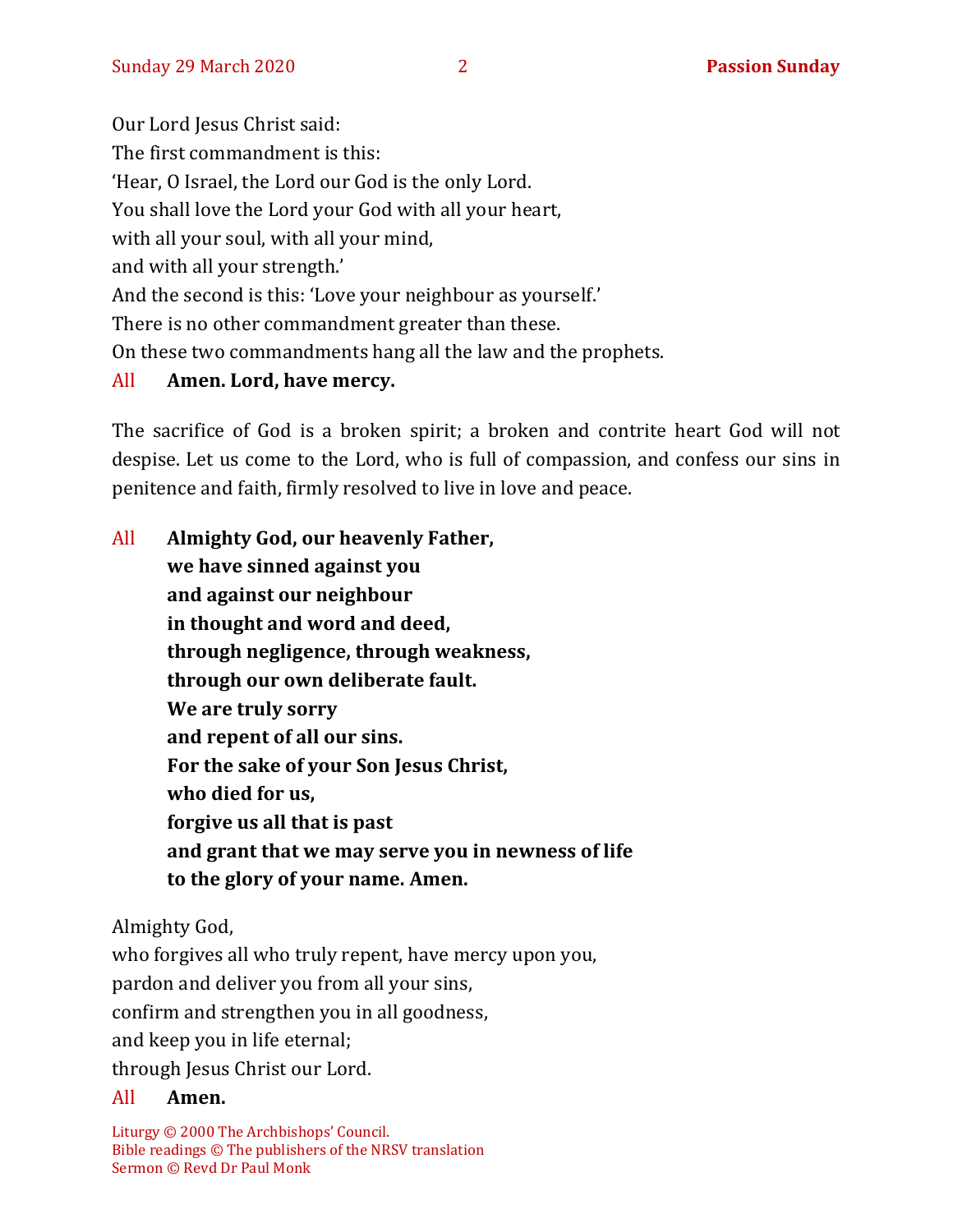Our Lord Jesus Christ said:
The first commandment is this:
'Hear, O Israel, the Lord our God is the only Lord.
You shall love the Lord your God with all your heart,
with all your soul, with all your mind,
and with all your strength.'
And the second is this: 'Love your neighbour as yourself.'
There is no other commandment greater than these.
On these two commandments hang all the law and the prophets.

All **Amen. Lord, have mercy.**

The sacrifice of God is a broken spirit; a broken and contrite heart God will not despise. Let us come to the Lord, who is full of compassion, and confess our sins in penitence and faith, firmly resolved to live in love and peace.

All **Almighty God, our heavenly Father,**
**we have sinned against you**
**and against our neighbour**
**in thought and word and deed,**
**through negligence, through weakness,**
**through our own deliberate fault.**
**We are truly sorry**
**and repent of all our sins.**
**For the sake of your Son Jesus Christ,**
**who died for us,**
**forgive us all that is past**
**and grant that we may serve you in newness of life**
**to the glory of your name. Amen.**

Almighty God,
who forgives all who truly repent, have mercy upon you,
pardon and deliver you from all your sins,
confirm and strengthen you in all goodness,
and keep you in life eternal;
through Jesus Christ our Lord.

All **Amen.**

Liturgy © 2000 The Archbishops' Council.
Bible readings © The publishers of the NRSV translation
Sermon © Revd Dr Paul Monk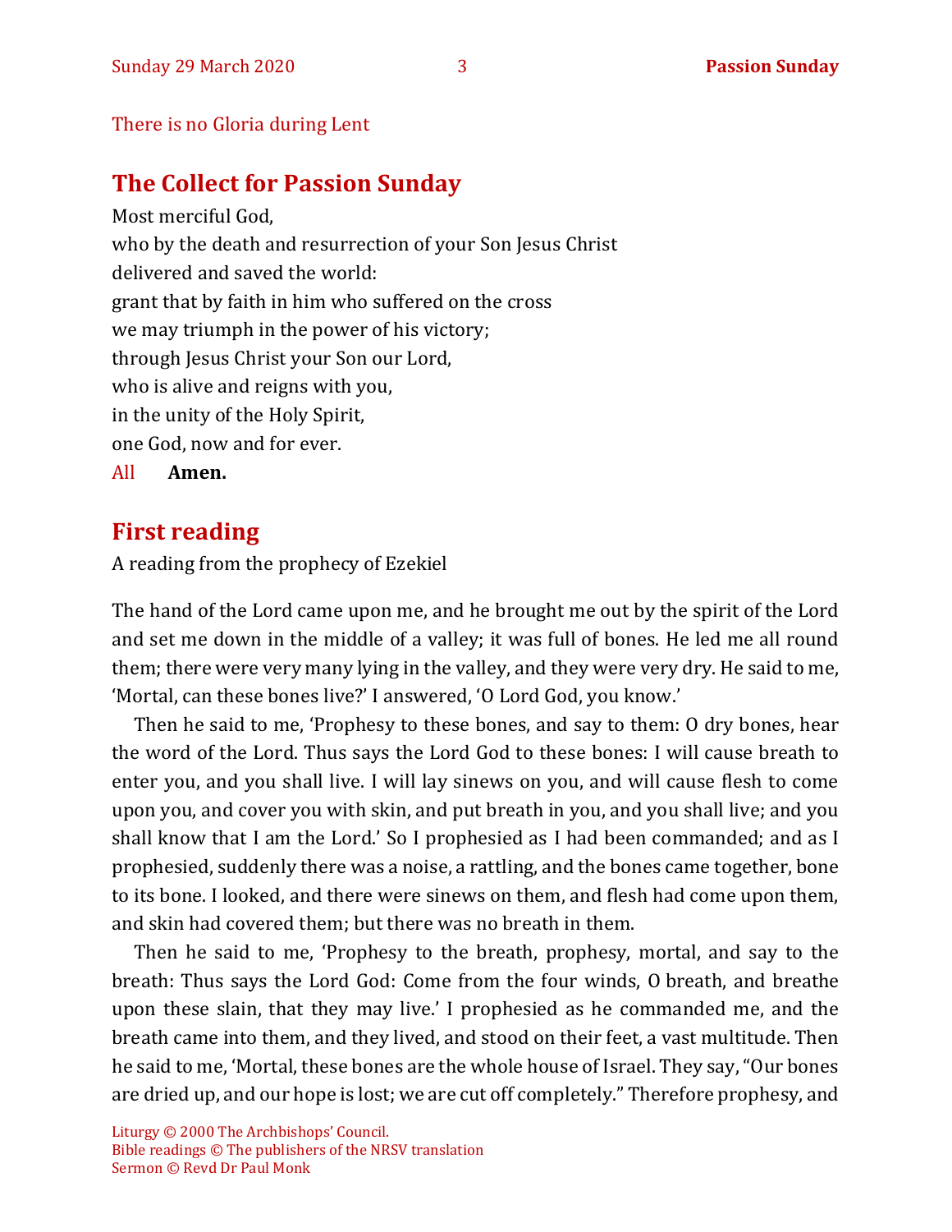There is no Gloria during Lent

## The Collect for Passion Sunday

Most merciful God,
who by the death and resurrection of your Son Jesus Christ
delivered and saved the world:
grant that by faith in him who suffered on the cross
we may triumph in the power of his victory;
through Jesus Christ your Son our Lord,
who is alive and reigns with you,
in the unity of the Holy Spirit,
one God, now and for ever.
All **Amen.**

## First reading

A reading from the prophecy of Ezekiel

The hand of the Lord came upon me, and he brought me out by the spirit of the Lord and set me down in the middle of a valley; it was full of bones. He led me all round them; there were very many lying in the valley, and they were very dry. He said to me, 'Mortal, can these bones live?' I answered, 'O Lord God, you know.'

Then he said to me, 'Prophesy to these bones, and say to them: O dry bones, hear the word of the Lord. Thus says the Lord God to these bones: I will cause breath to enter you, and you shall live. I will lay sinews on you, and will cause flesh to come upon you, and cover you with skin, and put breath in you, and you shall live; and you shall know that I am the Lord.' So I prophesied as I had been commanded; and as I prophesied, suddenly there was a noise, a rattling, and the bones came together, bone to its bone. I looked, and there were sinews on them, and flesh had come upon them, and skin had covered them; but there was no breath in them.

Then he said to me, 'Prophesy to the breath, prophesy, mortal, and say to the breath: Thus says the Lord God: Come from the four winds, O breath, and breathe upon these slain, that they may live.' I prophesied as he commanded me, and the breath came into them, and they lived, and stood on their feet, a vast multitude. Then he said to me, 'Mortal, these bones are the whole house of Israel. They say, "Our bones are dried up, and our hope is lost; we are cut off completely." Therefore prophesy, and

Liturgy © 2000 The Archbishops' Council.
Bible readings © The publishers of the NRSV translation
Sermon © Revd Dr Paul Monk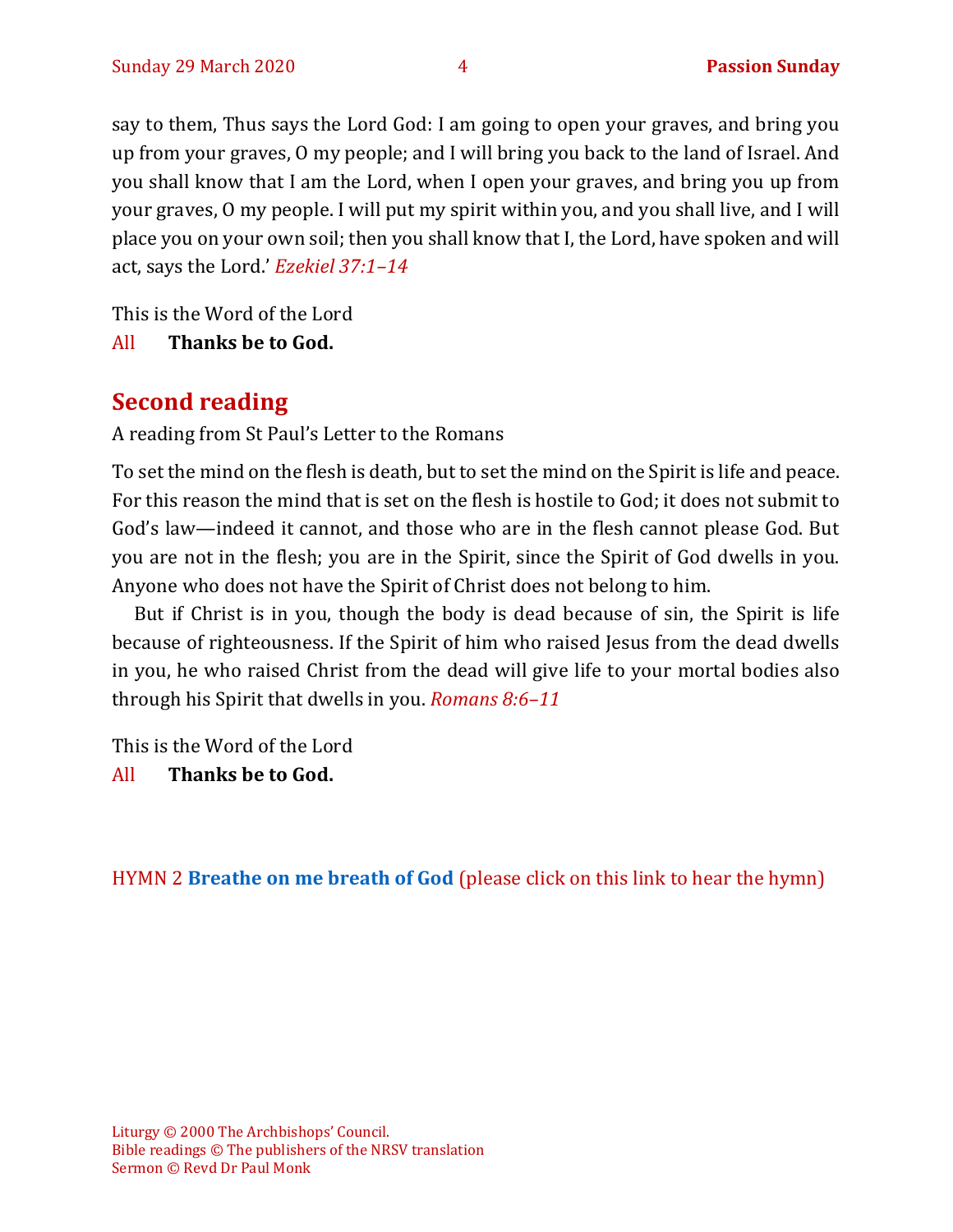say to them, Thus says the Lord God: I am going to open your graves, and bring you up from your graves, O my people; and I will bring you back to the land of Israel. And you shall know that I am the Lord, when I open your graves, and bring you up from your graves, O my people. I will put my spirit within you, and you shall live, and I will place you on your own soil; then you shall know that I, the Lord, have spoken and will act, says the Lord.' *Ezekiel 37:1–14*

This is the Word of the Lord

All **Thanks be to God.**

## Second reading

A reading from St Paul's Letter to the Romans

To set the mind on the flesh is death, but to set the mind on the Spirit is life and peace. For this reason the mind that is set on the flesh is hostile to God; it does not submit to God's law—indeed it cannot, and those who are in the flesh cannot please God. But you are not in the flesh; you are in the Spirit, since the Spirit of God dwells in you. Anyone who does not have the Spirit of Christ does not belong to him.

But if Christ is in you, though the body is dead because of sin, the Spirit is life because of righteousness. If the Spirit of him who raised Jesus from the dead dwells in you, he who raised Christ from the dead will give life to your mortal bodies also through his Spirit that dwells in you. *Romans 8:6–11*

This is the Word of the Lord

All **Thanks be to God.**

HYMN 2 **Breathe on me breath of God** (please click on this link to hear the hymn)

Liturgy © 2000 The Archbishops' Council.
Bible readings © The publishers of the NRSV translation
Sermon © Revd Dr Paul Monk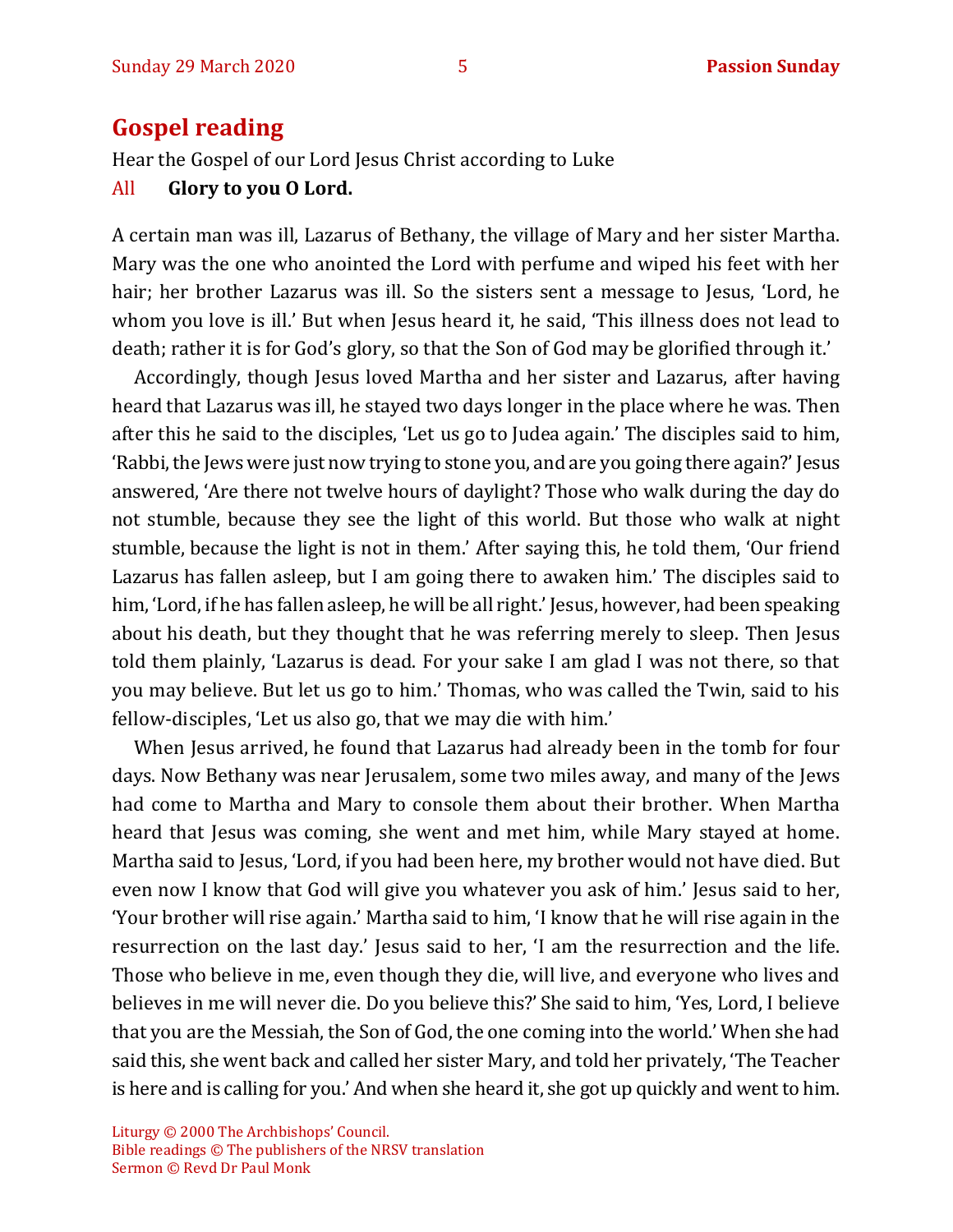## Gospel reading

Hear the Gospel of our Lord Jesus Christ according to Luke

All **Glory to you O Lord.**

A certain man was ill, Lazarus of Bethany, the village of Mary and her sister Martha. Mary was the one who anointed the Lord with perfume and wiped his feet with her hair; her brother Lazarus was ill. So the sisters sent a message to Jesus, 'Lord, he whom you love is ill.' But when Jesus heard it, he said, 'This illness does not lead to death; rather it is for God's glory, so that the Son of God may be glorified through it.'

Accordingly, though Jesus loved Martha and her sister and Lazarus, after having heard that Lazarus was ill, he stayed two days longer in the place where he was. Then after this he said to the disciples, 'Let us go to Judea again.' The disciples said to him, 'Rabbi, the Jews were just now trying to stone you, and are you going there again?' Jesus answered, 'Are there not twelve hours of daylight? Those who walk during the day do not stumble, because they see the light of this world. But those who walk at night stumble, because the light is not in them.' After saying this, he told them, 'Our friend Lazarus has fallen asleep, but I am going there to awaken him.' The disciples said to him, 'Lord, if he has fallen asleep, he will be all right.' Jesus, however, had been speaking about his death, but they thought that he was referring merely to sleep. Then Jesus told them plainly, 'Lazarus is dead. For your sake I am glad I was not there, so that you may believe. But let us go to him.' Thomas, who was called the Twin, said to his fellow-disciples, 'Let us also go, that we may die with him.'

When Jesus arrived, he found that Lazarus had already been in the tomb for four days. Now Bethany was near Jerusalem, some two miles away, and many of the Jews had come to Martha and Mary to console them about their brother. When Martha heard that Jesus was coming, she went and met him, while Mary stayed at home. Martha said to Jesus, 'Lord, if you had been here, my brother would not have died. But even now I know that God will give you whatever you ask of him.' Jesus said to her, 'Your brother will rise again.' Martha said to him, 'I know that he will rise again in the resurrection on the last day.' Jesus said to her, 'I am the resurrection and the life. Those who believe in me, even though they die, will live, and everyone who lives and believes in me will never die. Do you believe this?' She said to him, 'Yes, Lord, I believe that you are the Messiah, the Son of God, the one coming into the world.' When she had said this, she went back and called her sister Mary, and told her privately, 'The Teacher is here and is calling for you.' And when she heard it, she got up quickly and went to him.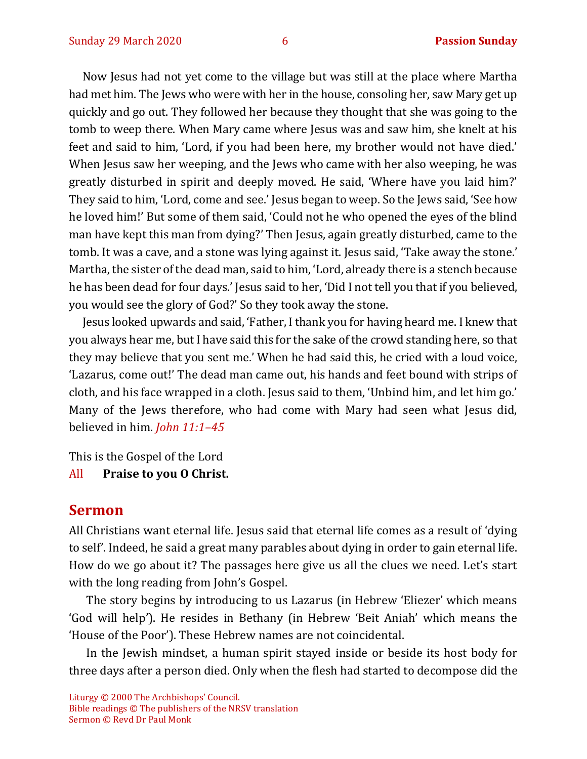Now Jesus had not yet come to the village but was still at the place where Martha had met him. The Jews who were with her in the house, consoling her, saw Mary get up quickly and go out. They followed her because they thought that she was going to the tomb to weep there. When Mary came where Jesus was and saw him, she knelt at his feet and said to him, 'Lord, if you had been here, my brother would not have died.' When Jesus saw her weeping, and the Jews who came with her also weeping, he was greatly disturbed in spirit and deeply moved. He said, 'Where have you laid him?' They said to him, 'Lord, come and see.' Jesus began to weep. So the Jews said, 'See how he loved him!' But some of them said, 'Could not he who opened the eyes of the blind man have kept this man from dying?' Then Jesus, again greatly disturbed, came to the tomb. It was a cave, and a stone was lying against it. Jesus said, 'Take away the stone.' Martha, the sister of the dead man, said to him, 'Lord, already there is a stench because he has been dead for four days.' Jesus said to her, 'Did I not tell you that if you believed, you would see the glory of God?' So they took away the stone.

Jesus looked upwards and said, 'Father, I thank you for having heard me. I knew that you always hear me, but I have said this for the sake of the crowd standing here, so that they may believe that you sent me.' When he had said this, he cried with a loud voice, 'Lazarus, come out!' The dead man came out, his hands and feet bound with strips of cloth, and his face wrapped in a cloth. Jesus said to them, 'Unbind him, and let him go.' Many of the Jews therefore, who had come with Mary had seen what Jesus did, believed in him. *John 11:1–45*

This is the Gospel of the Lord
All **Praise to you O Christ.**

## Sermon

All Christians want eternal life. Jesus said that eternal life comes as a result of 'dying to self'. Indeed, he said a great many parables about dying in order to gain eternal life. How do we go about it? The passages here give us all the clues we need. Let's start with the long reading from John's Gospel.

The story begins by introducing to us Lazarus (in Hebrew 'Eliezer' which means 'God will help'). He resides in Bethany (in Hebrew 'Beit Aniah' which means the 'House of the Poor'). These Hebrew names are not coincidental.

In the Jewish mindset, a human spirit stayed inside or beside its host body for three days after a person died. Only when the flesh had started to decompose did the

Liturgy © 2000 The Archbishops' Council.
Bible readings © The publishers of the NRSV translation
Sermon © Revd Dr Paul Monk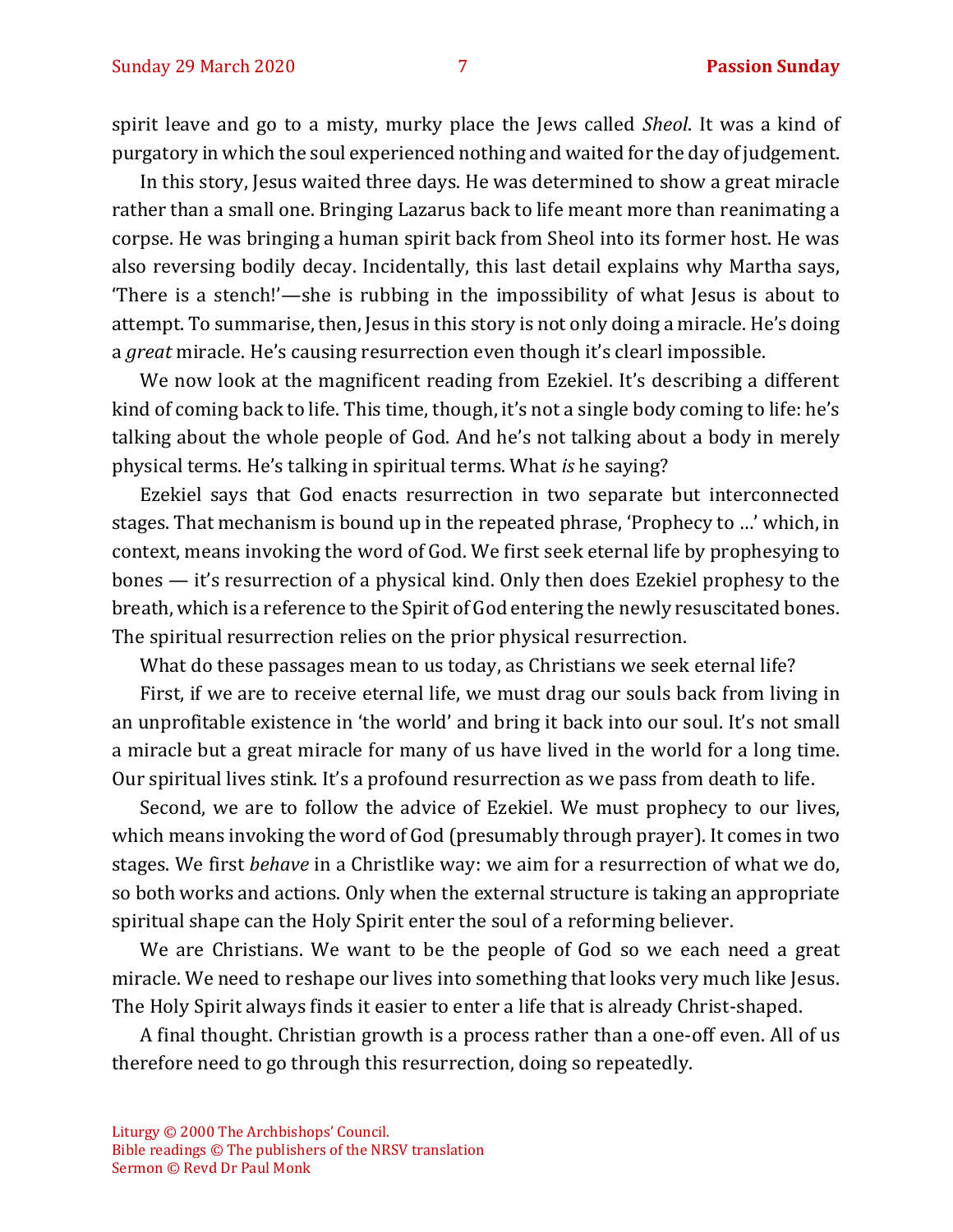spirit leave and go to a misty, murky place the Jews called *Sheol*. It was a kind of purgatory in which the soul experienced nothing and waited for the day of judgement.

In this story, Jesus waited three days. He was determined to show a great miracle rather than a small one. Bringing Lazarus back to life meant more than reanimating a corpse. He was bringing a human spirit back from Sheol into its former host. He was also reversing bodily decay. Incidentally, this last detail explains why Martha says, 'There is a stench!'—she is rubbing in the impossibility of what Jesus is about to attempt. To summarise, then, Jesus in this story is not only doing a miracle. He's doing a *great* miracle. He's causing resurrection even though it's clearl impossible.

We now look at the magnificent reading from Ezekiel. It's describing a different kind of coming back to life. This time, though, it's not a single body coming to life: he's talking about the whole people of God. And he's not talking about a body in merely physical terms. He's talking in spiritual terms. What *is* he saying?

Ezekiel says that God enacts resurrection in two separate but interconnected stages. That mechanism is bound up in the repeated phrase, 'Prophecy to …' which, in context, means invoking the word of God. We first seek eternal life by prophesying to bones — it's resurrection of a physical kind. Only then does Ezekiel prophesy to the breath, which is a reference to the Spirit of God entering the newly resuscitated bones. The spiritual resurrection relies on the prior physical resurrection.

What do these passages mean to us today, as Christians we seek eternal life?

First, if we are to receive eternal life, we must drag our souls back from living in an unprofitable existence in 'the world' and bring it back into our soul. It's not small a miracle but a great miracle for many of us have lived in the world for a long time. Our spiritual lives stink. It's a profound resurrection as we pass from death to life.

Second, we are to follow the advice of Ezekiel. We must prophecy to our lives, which means invoking the word of God (presumably through prayer). It comes in two stages. We first *behave* in a Christlike way: we aim for a resurrection of what we do, so both works and actions. Only when the external structure is taking an appropriate spiritual shape can the Holy Spirit enter the soul of a reforming believer.

We are Christians. We want to be the people of God so we each need a great miracle. We need to reshape our lives into something that looks very much like Jesus. The Holy Spirit always finds it easier to enter a life that is already Christ-shaped.

A final thought. Christian growth is a process rather than a one-off even. All of us therefore need to go through this resurrection, doing so repeatedly.

Liturgy © 2000 The Archbishops' Council.
Bible readings © The publishers of the NRSV translation
Sermon © Revd Dr Paul Monk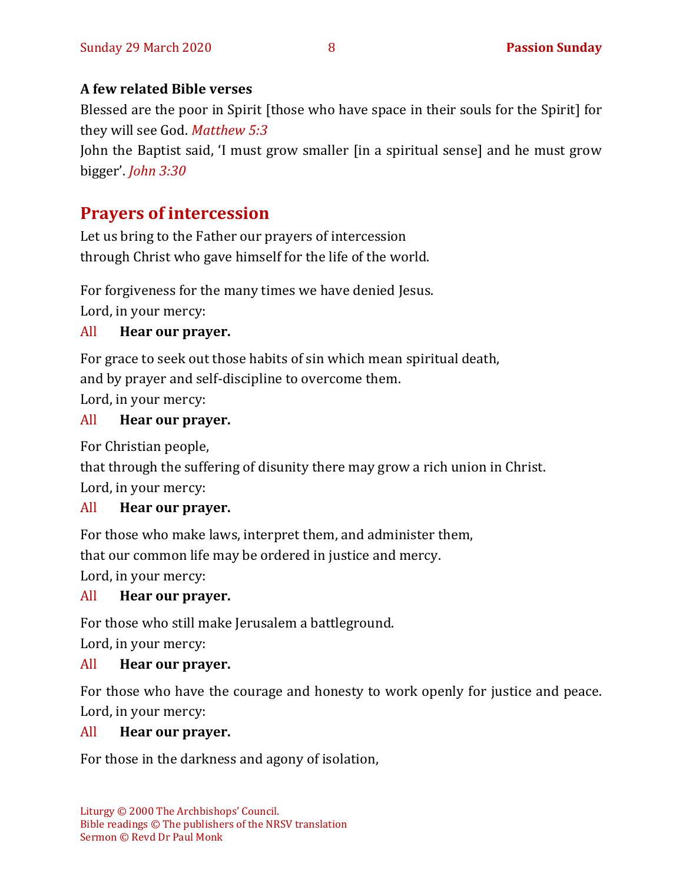**A few related Bible verses**

Blessed are the poor in Spirit [those who have space in their souls for the Spirit] for they will see God. *Matthew 5:3*

John the Baptist said, 'I must grow smaller [in a spiritual sense] and he must grow bigger'. *John 3:30*

## Prayers of intercession

Let us bring to the Father our prayers of intercession
through Christ who gave himself for the life of the world.

For forgiveness for the many times we have denied Jesus.
Lord, in your mercy:

All **Hear our prayer.**

For grace to seek out those habits of sin which mean spiritual death,
and by prayer and self-discipline to overcome them.
Lord, in your mercy:

All **Hear our prayer.**

For Christian people,
that through the suffering of disunity there may grow a rich union in Christ.
Lord, in your mercy:

All **Hear our prayer.**

For those who make laws, interpret them, and administer them,
that our common life may be ordered in justice and mercy.
Lord, in your mercy:

All **Hear our prayer.**

For those who still make Jerusalem a battleground.
Lord, in your mercy:

All **Hear our prayer.**

For those who have the courage and honesty to work openly for justice and peace.
Lord, in your mercy:

All **Hear our prayer.**

For those in the darkness and agony of isolation,

Liturgy © 2000 The Archbishops' Council.
Bible readings © The publishers of the NRSV translation
Sermon © Revd Dr Paul Monk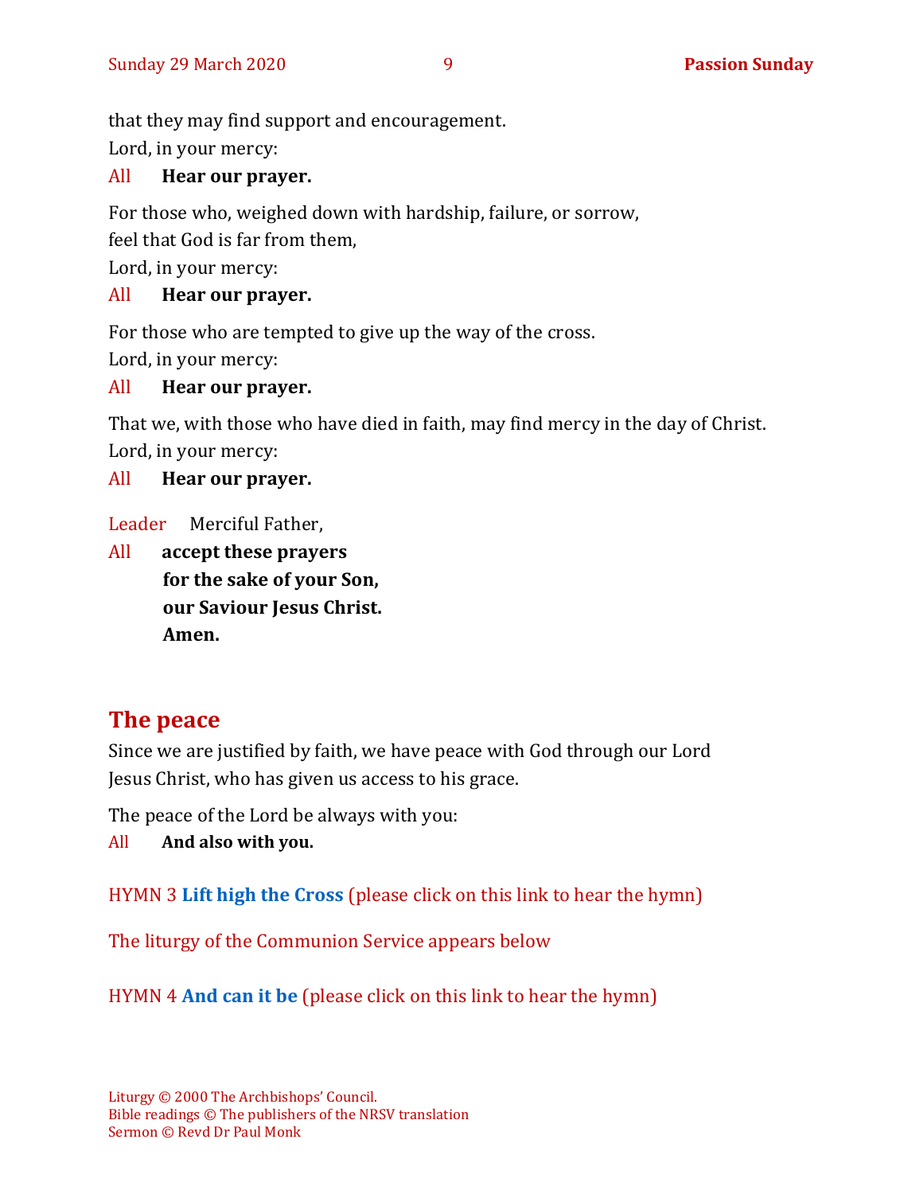that they may find support and encouragement.
Lord, in your mercy:

All **Hear our prayer.**

For those who, weighed down with hardship, failure, or sorrow,
feel that God is far from them,
Lord, in your mercy:

All **Hear our prayer.**

For those who are tempted to give up the way of the cross.
Lord, in your mercy:

All **Hear our prayer.**

That we, with those who have died in faith, may find mercy in the day of Christ.
Lord, in your mercy:

All **Hear our prayer.**

Leader Merciful Father,

All **accept these prayers**
**for the sake of your Son,**
**our Saviour Jesus Christ.**
**Amen.**

## The peace

Since we are justified by faith, we have peace with God through our Lord Jesus Christ, who has given us access to his grace.

The peace of the Lord be always with you:

All **And also with you.**

HYMN 3 **Lift high the Cross** (please click on this link to hear the hymn)

The liturgy of the Communion Service appears below

HYMN 4 **And can it be** (please click on this link to hear the hymn)

Liturgy © 2000 The Archbishops' Council.
Bible readings © The publishers of the NRSV translation
Sermon © Revd Dr Paul Monk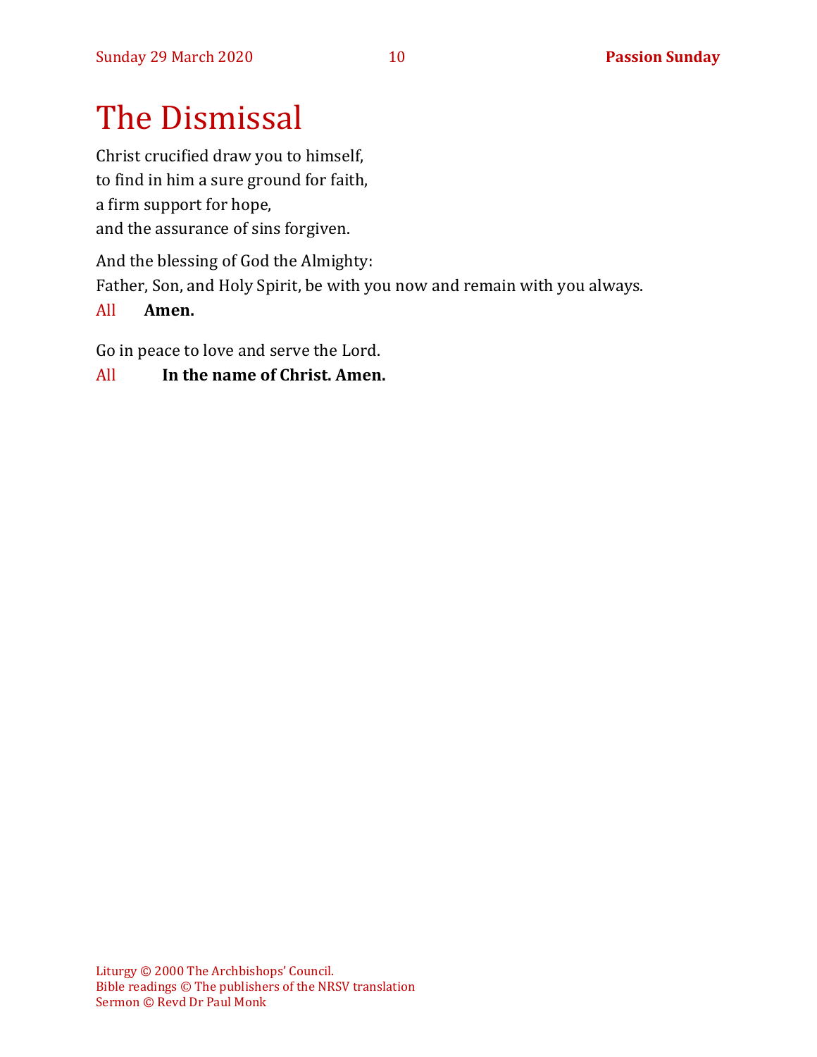# The Dismissal

Christ crucified draw you to himself,
to find in him a sure ground for faith,
a firm support for hope,
and the assurance of sins forgiven.

And the blessing of God the Almighty:
Father, Son, and Holy Spirit, be with you now and remain with you always.

All **Amen.**

Go in peace to love and serve the Lord.

All **In the name of Christ. Amen.**

Liturgy © 2000 The Archbishops' Council.
Bible readings © The publishers of the NRSV translation
Sermon © Revd Dr Paul Monk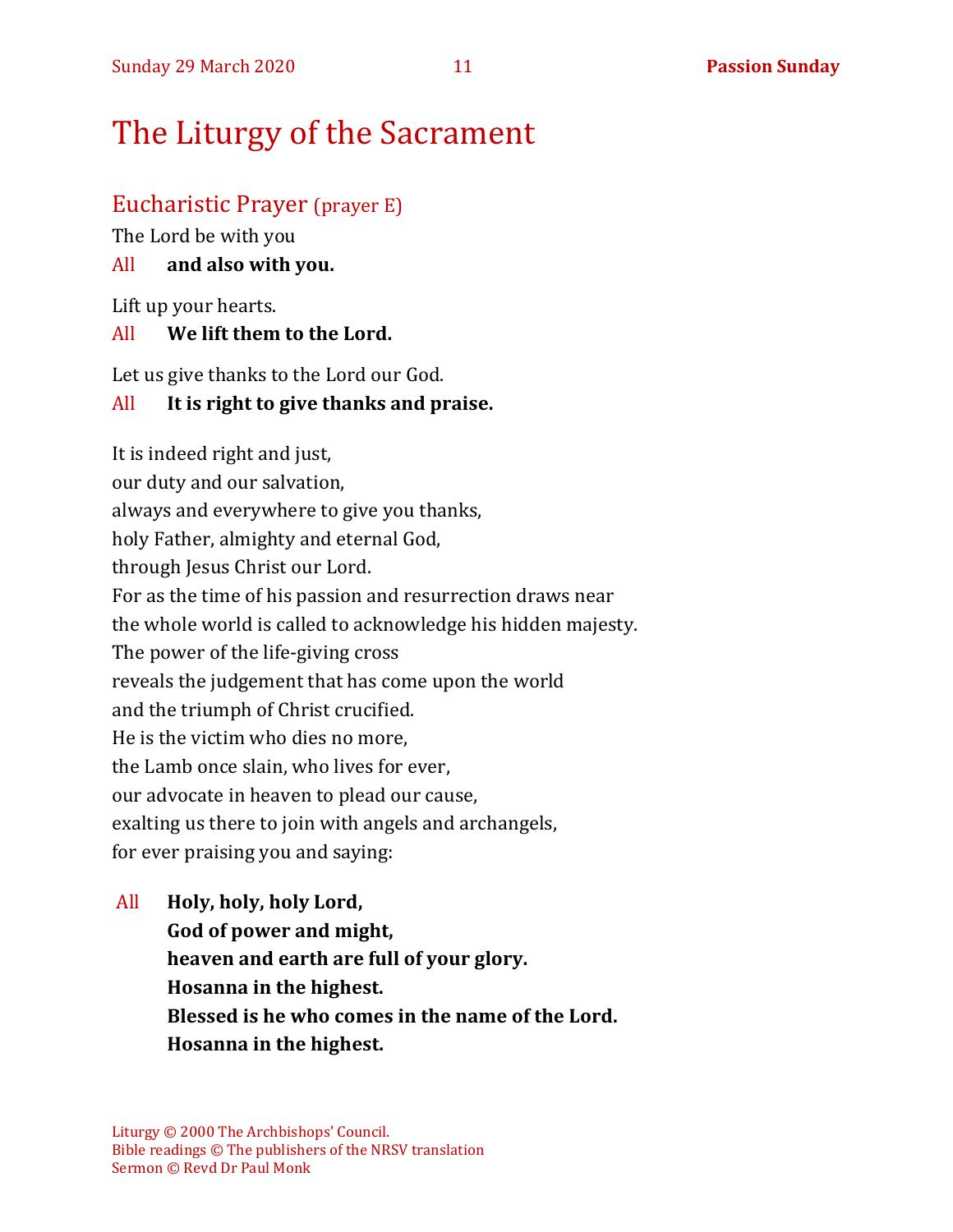# The Liturgy of the Sacrament

## Eucharistic Prayer (prayer E)

The Lord be with you

All **and also with you.**

Lift up your hearts.

All **We lift them to the Lord.**

Let us give thanks to the Lord our God.

All **It is right to give thanks and praise.**

It is indeed right and just,
our duty and our salvation,
always and everywhere to give you thanks,
holy Father, almighty and eternal God,
through Jesus Christ our Lord.
For as the time of his passion and resurrection draws near
the whole world is called to acknowledge his hidden majesty.
The power of the life-giving cross
reveals the judgement that has come upon the world
and the triumph of Christ crucified.
He is the victim who dies no more,
the Lamb once slain, who lives for ever,
our advocate in heaven to plead our cause,
exalting us there to join with angels and archangels,
for ever praising you and saying:

All **Holy, holy, holy Lord,**
**God of power and might,**
**heaven and earth are full of your glory.**
**Hosanna in the highest.**
**Blessed is he who comes in the name of the Lord.**
**Hosanna in the highest.**

Liturgy © 2000 The Archbishops' Council.
Bible readings © The publishers of the NRSV translation
Sermon © Revd Dr Paul Monk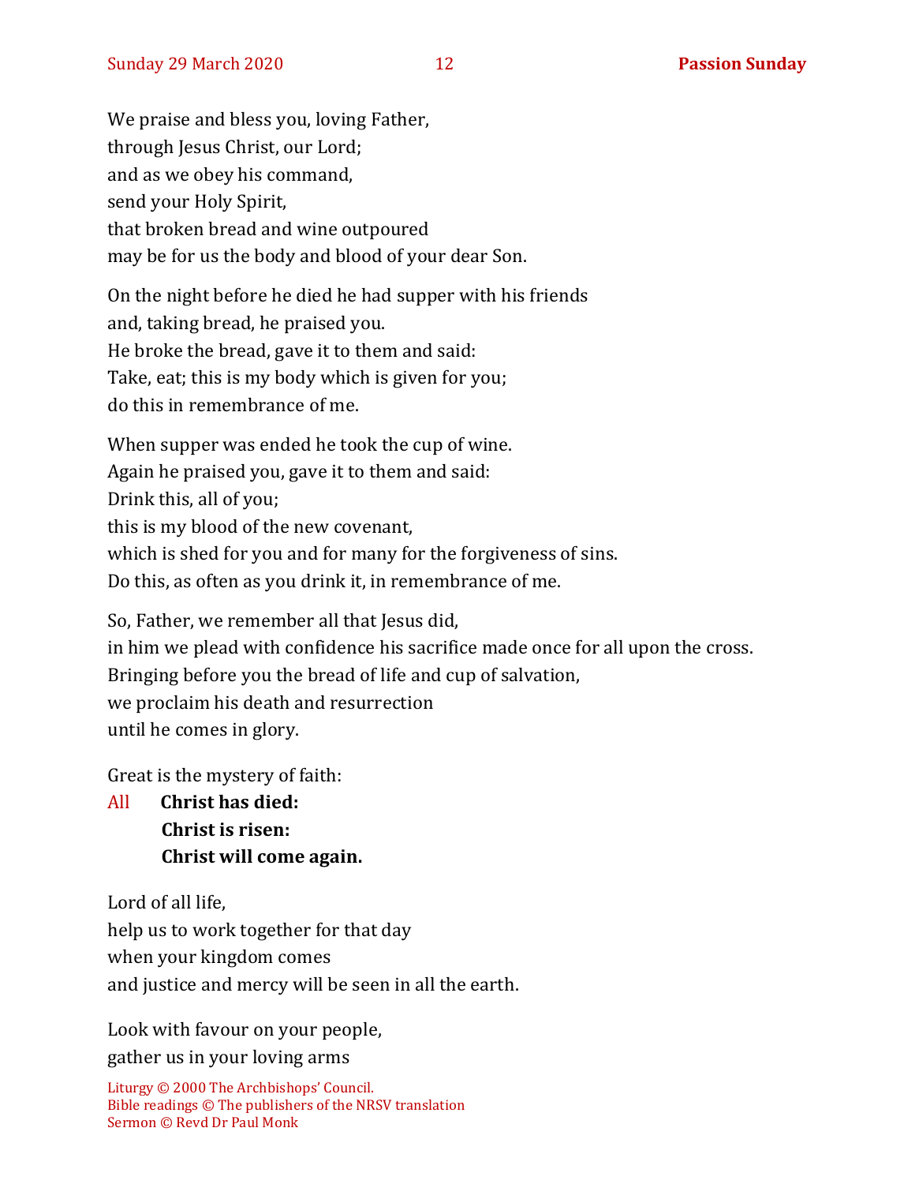We praise and bless you, loving Father,
through Jesus Christ, our Lord;
and as we obey his command,
send your Holy Spirit,
that broken bread and wine outpoured
may be for us the body and blood of your dear Son.

On the night before he died he had supper with his friends
and, taking bread, he praised you.
He broke the bread, gave it to them and said:
Take, eat; this is my body which is given for you;
do this in remembrance of me.

When supper was ended he took the cup of wine.
Again he praised you, gave it to them and said:
Drink this, all of you;
this is my blood of the new covenant,
which is shed for you and for many for the forgiveness of sins.
Do this, as often as you drink it, in remembrance of me.

So, Father, we remember all that Jesus did,
in him we plead with confidence his sacrifice made once for all upon the cross.
Bringing before you the bread of life and cup of salvation,
we proclaim his death and resurrection
until he comes in glory.

Great is the mystery of faith:

All **Christ has died:**
**Christ is risen:**
**Christ will come again.**

Lord of all life,
help us to work together for that day
when your kingdom comes
and justice and mercy will be seen in all the earth.

Look with favour on your people,
gather us in your loving arms

Liturgy © 2000 The Archbishops' Council.
Bible readings © The publishers of the NRSV translation
Sermon © Revd Dr Paul Monk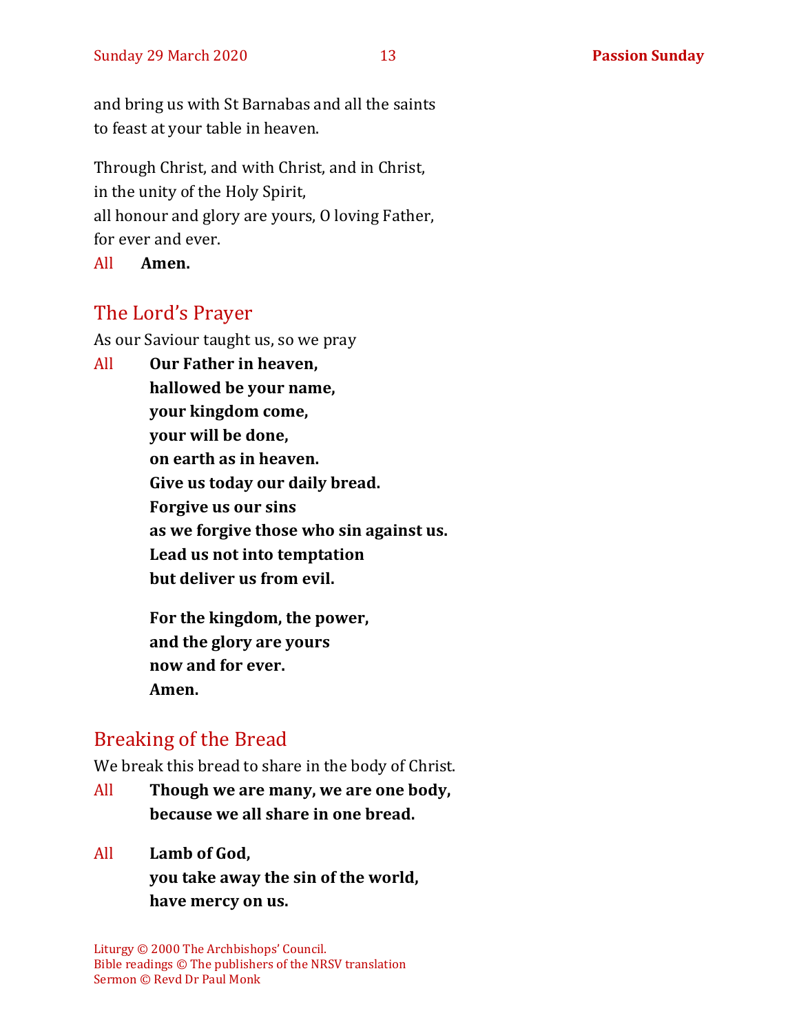and bring us with St Barnabas and all the saints
to feast at your table in heaven.

Through Christ, and with Christ, and in Christ,
in the unity of the Holy Spirit,
all honour and glory are yours, O loving Father,
for ever and ever.

All **Amen.**

## The Lord's Prayer

As our Saviour taught us, so we pray

All **Our Father in heaven,**
**hallowed be your name,**
**your kingdom come,**
**your will be done,**
**on earth as in heaven.**
**Give us today our daily bread.**
**Forgive us our sins**
**as we forgive those who sin against us.**
**Lead us not into temptation**
**but deliver us from evil.**

**For the kingdom, the power,**
**and the glory are yours**
**now and for ever.**
**Amen.**

## Breaking of the Bread

We break this bread to share in the body of Christ.

All **Though we are many, we are one body,**
**because we all share in one bread.**

All **Lamb of God,**
**you take away the sin of the world,**
**have mercy on us.**

Liturgy © 2000 The Archbishops' Council.
Bible readings © The publishers of the NRSV translation
Sermon © Revd Dr Paul Monk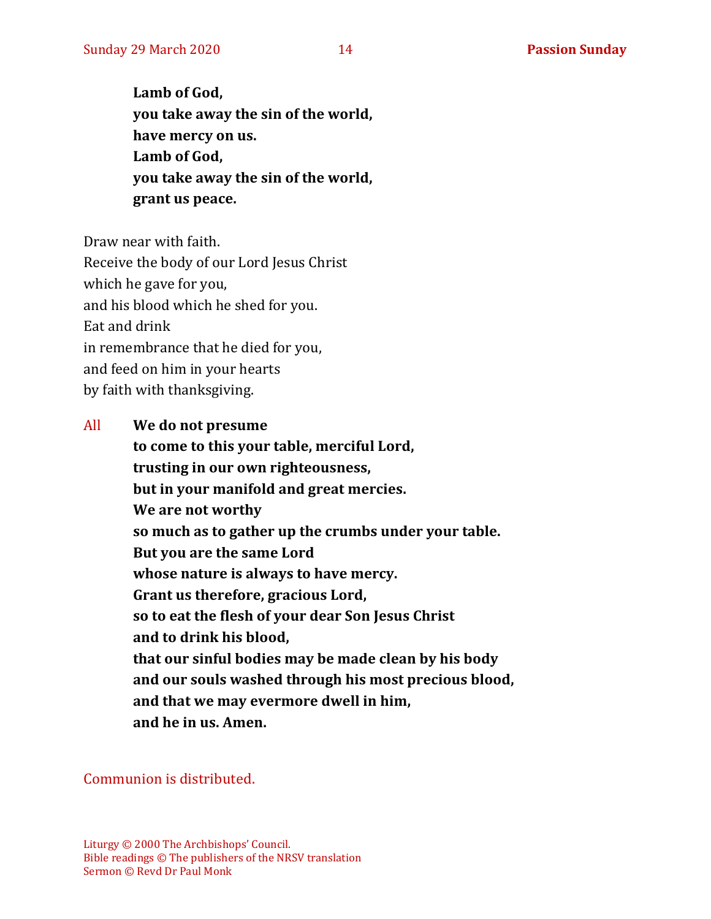**Lamb of God,**
**you take away the sin of the world,**
**have mercy on us.**
**Lamb of God,**
**you take away the sin of the world,**
**grant us peace.**

Draw near with faith.
Receive the body of our Lord Jesus Christ
which he gave for you,
and his blood which he shed for you.
Eat and drink
in remembrance that he died for you,
and feed on him in your hearts
by faith with thanksgiving.

All **We do not presume**
**to come to this your table, merciful Lord,**
**trusting in our own righteousness,**
**but in your manifold and great mercies.**
**We are not worthy**
**so much as to gather up the crumbs under your table.**
**But you are the same Lord**
**whose nature is always to have mercy.**
**Grant us therefore, gracious Lord,**
**so to eat the flesh of your dear Son Jesus Christ**
**and to drink his blood,**
**that our sinful bodies may be made clean by his body**
**and our souls washed through his most precious blood,**
**and that we may evermore dwell in him,**
**and he in us. Amen.**

Communion is distributed.

Liturgy © 2000 The Archbishops' Council.
Bible readings © The publishers of the NRSV translation
Sermon © Revd Dr Paul Monk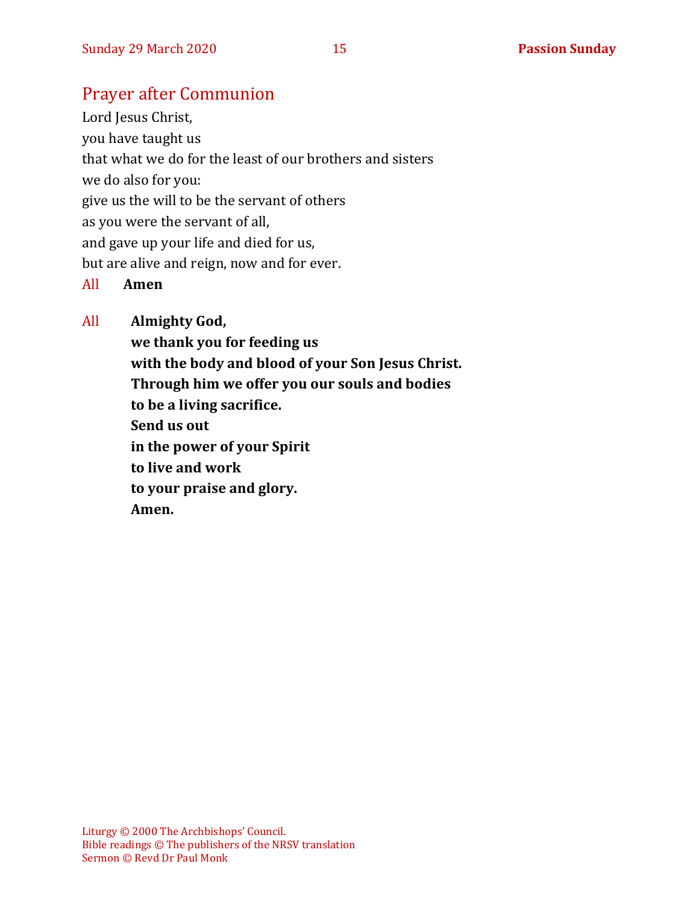## Prayer after Communion

Lord Jesus Christ,
you have taught us
that what we do for the least of our brothers and sisters
we do also for you:
give us the will to be the servant of others
as you were the servant of all,
and gave up your life and died for us,
but are alive and reign, now and for ever.

All **Amen**

All **Almighty God,**
**we thank you for feeding us**
**with the body and blood of your Son Jesus Christ.**
**Through him we offer you our souls and bodies**
**to be a living sacrifice.**
**Send us out**
**in the power of your Spirit**
**to live and work**
**to your praise and glory.**
**Amen.**

Liturgy © 2000 The Archbishops' Council.
Bible readings © The publishers of the NRSV translation
Sermon © Revd Dr Paul Monk